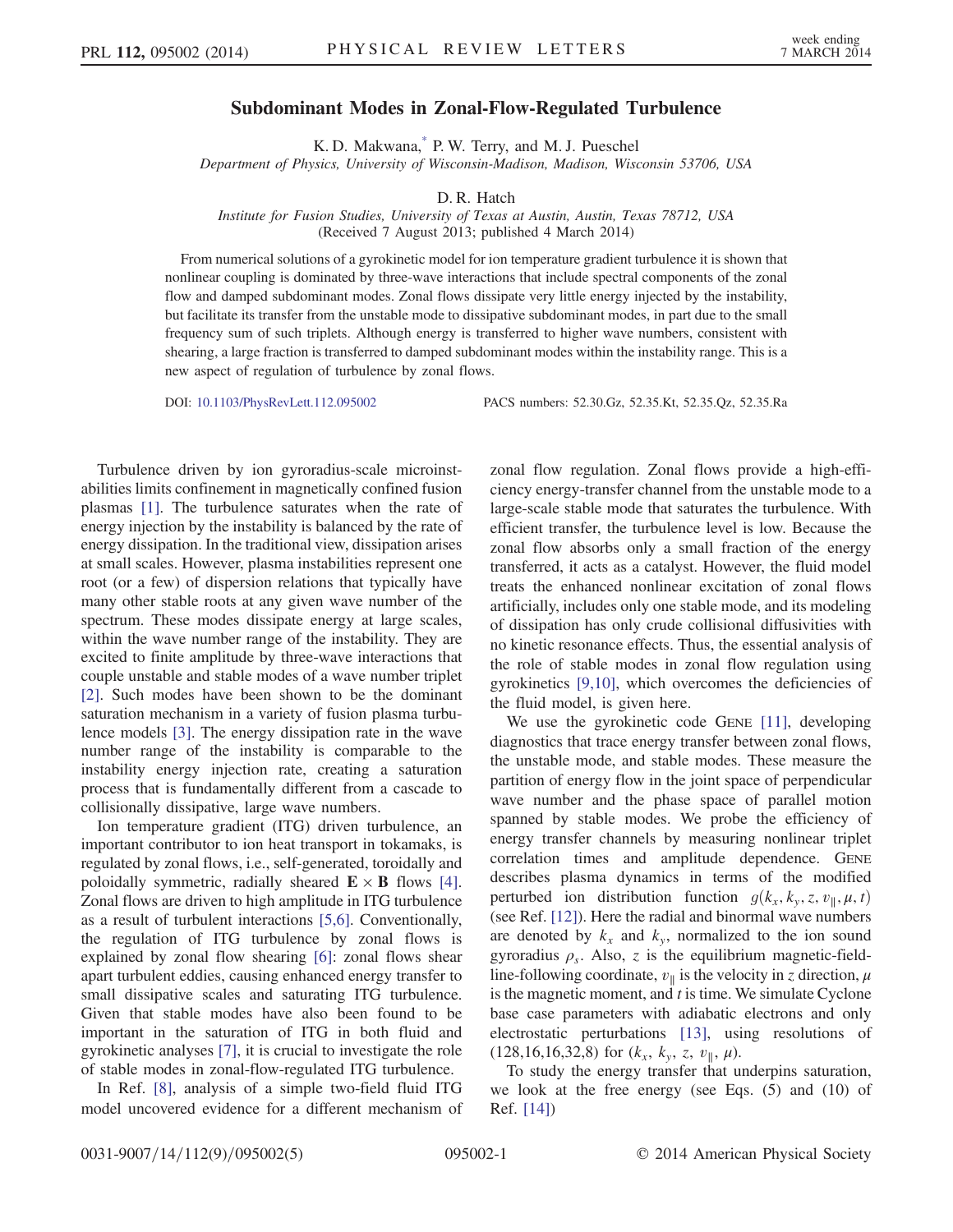# Subdominant Modes in Zonal-Flow-Regulated Turbulence

K. D. Makwana,[*] P. W. Terry, and M. J. Pueschel

*Department of Physics, University of Wisconsin-Madison, Madison, Wisconsin 53706, USA*

D. R. Hatch

*Institute for Fusion Studies, University of Texas at Austin, Austin, Texas 78712, USA*

(Received 7 August 2013; published 4 March 2014)

From numerical solutions of a gyrokinetic model for ion temperature gradient turbulence it is shown that nonlinear coupling is dominated by three-wave interactions that include spectral components of the zonal flow and damped subdominant modes. Zonal flows dissipate very little energy injected by the instability, but facilitate its transfer from the unstable mode to dissipative subdominant modes, in part due to the small frequency sum of such triplets. Although energy is transferred to higher wave numbers, consistent with shearing, a large fraction is transferred to damped subdominant modes within the instability range. This is a new aspect of regulation of turbulence by zonal flows.

DOI: 10.1103/PhysRevLett.112.095002 PACS numbers: 52.30.Gz, 52.35.Kt, 52.35.Qz, 52.35.Ra

Turbulence driven by ion gyroradius-scale microinstabilities limits confinement in magnetically confined fusion plasmas [1]. The turbulence saturates when the rate of energy injection by the instability is balanced by the rate of energy dissipation. In the traditional view, dissipation arises at small scales. However, plasma instabilities represent one root (or a few) of dispersion relations that typically have many other stable roots at any given wave number of the spectrum. These modes dissipate energy at large scales, within the wave number range of the instability. They are excited to finite amplitude by three-wave interactions that couple unstable and stable modes of a wave number triplet [2]. Such modes have been shown to be the dominant saturation mechanism in a variety of fusion plasma turbulence models [3]. The energy dissipation rate in the wave number range of the instability is comparable to the instability energy injection rate, creating a saturation process that is fundamentally different from a cascade to collisionally dissipative, large wave numbers.

Ion temperature gradient (ITG) driven turbulence, an important contributor to ion heat transport in tokamaks, is regulated by zonal flows, i.e., self-generated, toroidally and poloidally symmetric, radially sheared $\mathbf{E}\times\mathbf{B}$ flows [4]. Zonal flows are driven to high amplitude in ITG turbulence as a result of turbulent interactions [5,6]. Conventionally, the regulation of ITG turbulence by zonal flows is explained by zonal flow shearing [6]: zonal flows shear apart turbulent eddies, causing enhanced energy transfer to small dissipative scales and saturating ITG turbulence. Given that stable modes have also been found to be important in the saturation of ITG in both fluid and gyrokinetic analyses [7], it is crucial to investigate the role of stable modes in zonal-flow-regulated ITG turbulence.

In Ref. [8], analysis of a simple two-field fluid ITG model uncovered evidence for a different mechanism of zonal flow regulation. Zonal flows provide a high-efficiency energy-transfer channel from the unstable mode to a large-scale stable mode that saturates the turbulence. With efficient transfer, the turbulence level is low. Because the zonal flow absorbs only a small fraction of the energy transferred, it acts as a catalyst. However, the fluid model treats the enhanced nonlinear excitation of zonal flows artificially, includes only one stable mode, and its modeling of dissipation has only crude collisional diffusivities with no kinetic resonance effects. Thus, the essential analysis of the role of stable modes in zonal flow regulation using gyrokinetics [9,10], which overcomes the deficiencies of the fluid model, is given here.

We use the gyrokinetic code GENE [11], developing diagnostics that trace energy transfer between zonal flows, the unstable mode, and stable modes. These measure the partition of energy flow in the joint space of perpendicular wave number and the phase space of parallel motion spanned by stable modes. We probe the efficiency of energy transfer channels by measuring nonlinear triplet correlation times and amplitude dependence. GENE describes plasma dynamics in terms of the modified perturbed ion distribution function $g(k_x, k_y, z, v_\parallel, \mu, t)$ (see Ref. [12]). Here the radial and binormal wave numbers are denoted by $k_x$ and $k_y$, normalized to the ion sound gyroradius $\rho_s$. Also, $z$ is the equilibrium magnetic-field-line-following coordinate, $v_\parallel$ is the velocity in $z$ direction, $\mu$ is the magnetic moment, and $t$ is time. We simulate Cyclone base case parameters with adiabatic electrons and only electrostatic perturbations [13], using resolutions of (128,16,16,32,8) for ($k_x$, $k_y$, $z$, $v_\parallel$, $\mu$).

To study the energy transfer that underpins saturation, we look at the free energy (see Eqs. (5) and (10) of Ref. [14])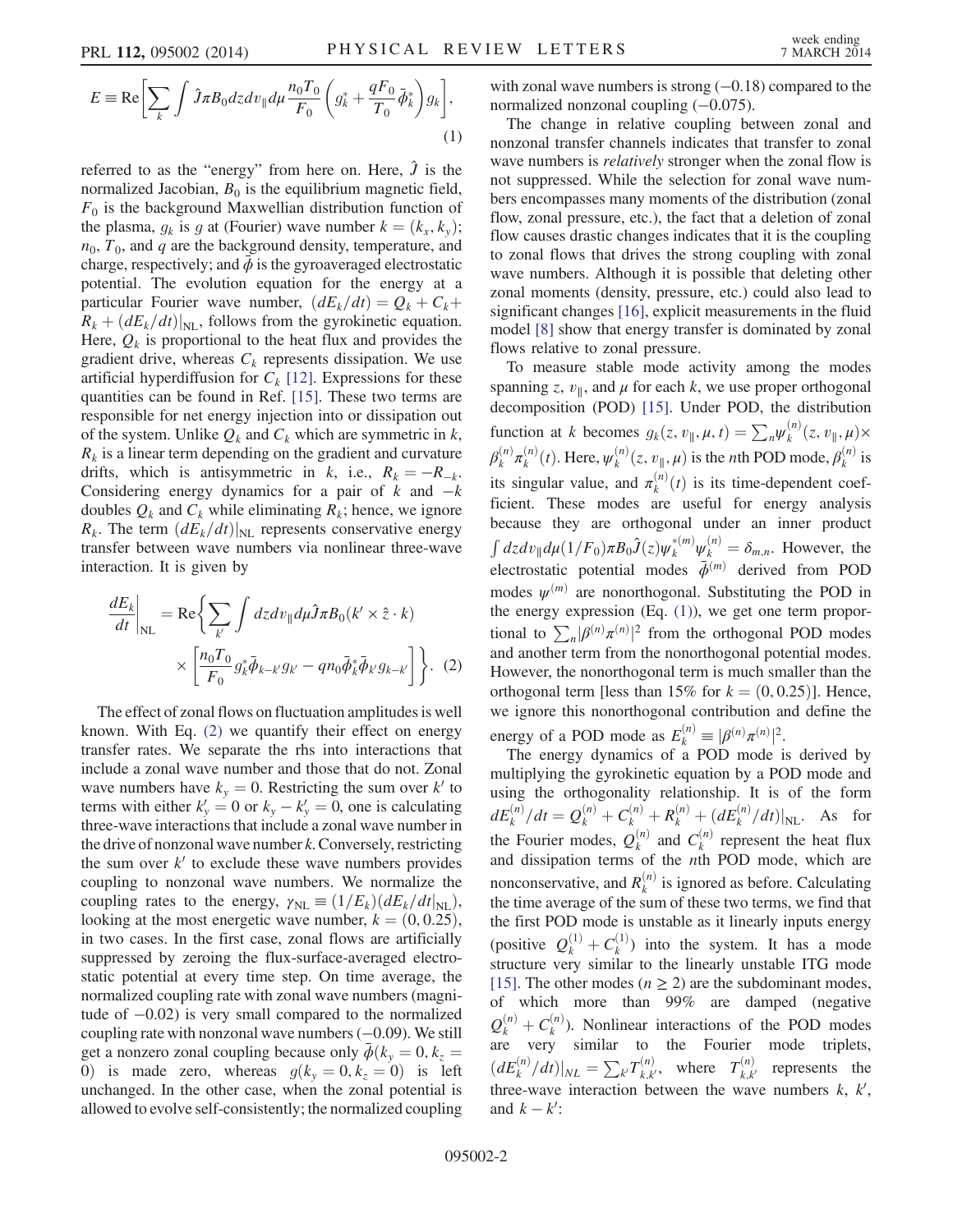$$E \equiv \mathrm{Re}\left[\sum_k \int \hat{J}\pi B_0 dz dv_\parallel d\mu \frac{n_0 T_0}{F_0}\left(g_k^* + \frac{qF_0}{T_0}\bar{\phi}_k^*\right) g_k\right], \tag{1}$$

referred to as the "energy" from here on. Here, $\hat{J}$ is the normalized Jacobian, $B_0$ is the equilibrium magnetic field, $F_0$ is the background Maxwellian distribution function of the plasma, $g_k$ is $g$ at (Fourier) wave number $k = (k_x, k_y)$; $n_0$, $T_0$, and $q$ are the background density, temperature, and charge, respectively; and $\bar{\phi}$ is the gyroaveraged electrostatic potential. The evolution equation for the energy at a particular Fourier wave number, $(dE_k/dt) = Q_k + C_k + R_k + (dE_k/dt)|_{\mathrm{NL}}$, follows from the gyrokinetic equation. Here, $Q_k$ is proportional to the heat flux and provides the gradient drive, whereas $C_k$ represents dissipation. We use artificial hyperdiffusion for $C_k$ [12]. Expressions for these quantities can be found in Ref. [15]. These two terms are responsible for net energy injection into or dissipation out of the system. Unlike $Q_k$ and $C_k$ which are symmetric in $k$, $R_k$ is a linear term depending on the gradient and curvature drifts, which is antisymmetric in $k$, i.e., $R_k = -R_{-k}$. Considering energy dynamics for a pair of $k$ and $-k$ doubles $Q_k$ and $C_k$ while eliminating $R_k$; hence, we ignore $R_k$. The term $(dE_k/dt)|_{\mathrm{NL}}$ represents conservative energy transfer between wave numbers via nonlinear three-wave interaction. It is given by

$$\left.\frac{dE_k}{dt}\right|_{\mathrm{NL}} = \mathrm{Re}\left\{\sum_{k'} \int dz dv_\parallel d\mu \hat{J}\pi B_0 (k' \times \hat{z} \cdot k) \times \left[\frac{n_0 T_0}{F_0} g_k^* \bar{\phi}_{k-k'} g_{k'} - q n_0 \bar{\phi}_k^* \bar{\phi}_{k'} g_{k-k'}\right]\right\}. \tag{2}$$

The effect of zonal flows on fluctuation amplitudes is well known. With Eq. (2) we quantify their effect on energy transfer rates. We separate the rhs into interactions that include a zonal wave number and those that do not. Zonal wave numbers have $k_y = 0$. Restricting the sum over $k'$ to terms with either $k'_y = 0$ or $k_y - k'_y = 0$, one is calculating three-wave interactions that include a zonal wave number in the drive of nonzonal wave number $k$. Conversely, restricting the sum over $k'$ to exclude these wave numbers provides coupling to nonzonal wave numbers. We normalize the coupling rates to the energy, $\gamma_{\mathrm{NL}} \equiv (1/E_k)(dE_k/dt|_{\mathrm{NL}})$, looking at the most energetic wave number, $k = (0, 0.25)$, in two cases. In the first case, zonal flows are artificially suppressed by zeroing the flux-surface-averaged electrostatic potential at every time step. On time average, the normalized coupling rate with zonal wave numbers (magnitude of $-0.02$) is very small compared to the normalized coupling rate with nonzonal wave numbers ($-0.09$). We still get a nonzero zonal coupling because only $\bar{\phi}(k_y = 0, k_z = 0)$ is made zero, whereas $g(k_y = 0, k_z = 0)$ is left unchanged. In the other case, when the zonal potential is allowed to evolve self-consistently; the normalized coupling with zonal wave numbers is strong ($-0.18$) compared to the normalized nonzonal coupling ($-0.075$).

The change in relative coupling between zonal and nonzonal transfer channels indicates that transfer to zonal wave numbers is *relatively* stronger when the zonal flow is not suppressed. While the selection for zonal wave numbers encompasses many moments of the distribution (zonal flow, zonal pressure, etc.), the fact that a deletion of zonal flow causes drastic changes indicates that it is the coupling to zonal flows that drives the strong coupling with zonal wave numbers. Although it is possible that deleting other zonal moments (density, pressure, etc.) could also lead to significant changes [16], explicit measurements in the fluid model [8] show that energy transfer is dominated by zonal flows relative to zonal pressure.

To measure stable mode activity among the modes spanning $z$, $v_\parallel$, and $\mu$ for each $k$, we use proper orthogonal decomposition (POD) [15]. Under POD, the distribution function at $k$ becomes $g_k(z, v_\parallel, \mu, t) = \sum_n \psi_k^{(n)}(z, v_\parallel, \mu) \times \beta_k^{(n)} \pi_k^{(n)}(t)$. Here, $\psi_k^{(n)}(z, v_\parallel, \mu)$ is the $n$th POD mode, $\beta_k^{(n)}$ is its singular value, and $\pi_k^{(n)}(t)$ is its time-dependent coefficient. These modes are useful for energy analysis because they are orthogonal under an inner product $\int dz dv_\parallel d\mu (1/F_0) \pi B_0 \hat{J}(z) \psi_k^{*(m)} \psi_k^{(n)} = \delta_{m,n}$. However, the electrostatic potential modes $\bar{\phi}^{(m)}$ derived from POD modes $\psi^{(m)}$ are nonorthogonal. Substituting the POD in the energy expression (Eq. (1)), we get one term proportional to $\sum_n |\beta^{(n)} \pi^{(n)}|^2$ from the orthogonal POD modes and another term from the nonorthogonal potential modes. However, the nonorthogonal term is much smaller than the orthogonal term [less than 15% for $k = (0, 0.25)$]. Hence, we ignore this nonorthogonal contribution and define the energy of a POD mode as $E_k^{(n)} \equiv |\beta^{(n)} \pi^{(n)}|^2$.

The energy dynamics of a POD mode is derived by multiplying the gyrokinetic equation by a POD mode and using the orthogonality relationship. It is of the form $dE_k^{(n)}/dt = Q_k^{(n)} + C_k^{(n)} + R_k^{(n)} + (dE_k^{(n)}/dt)|_{\mathrm{NL}}$. As for the Fourier modes, $Q_k^{(n)}$ and $C_k^{(n)}$ represent the heat flux and dissipation terms of the $n$th POD mode, which are nonconservative, and $R_k^{(n)}$ is ignored as before. Calculating the time average of the sum of these two terms, we find that the first POD mode is unstable as it linearly inputs energy (positive $Q_k^{(1)} + C_k^{(1)}$) into the system. It has a mode structure very similar to the linearly unstable ITG mode [15]. The other modes ($n \geq 2$) are the subdominant modes, of which more than 99% are damped (negative $Q_k^{(n)} + C_k^{(n)}$). Nonlinear interactions of the POD modes are very similar to the Fourier mode triplets, $(dE_k^{(n)}/dt)|_{NL} = \sum_{k'} T_{k,k'}^{(n)}$, where $T_{k,k'}^{(n)}$ represents the three-wave interaction between the wave numbers $k$, $k'$, and $k - k'$: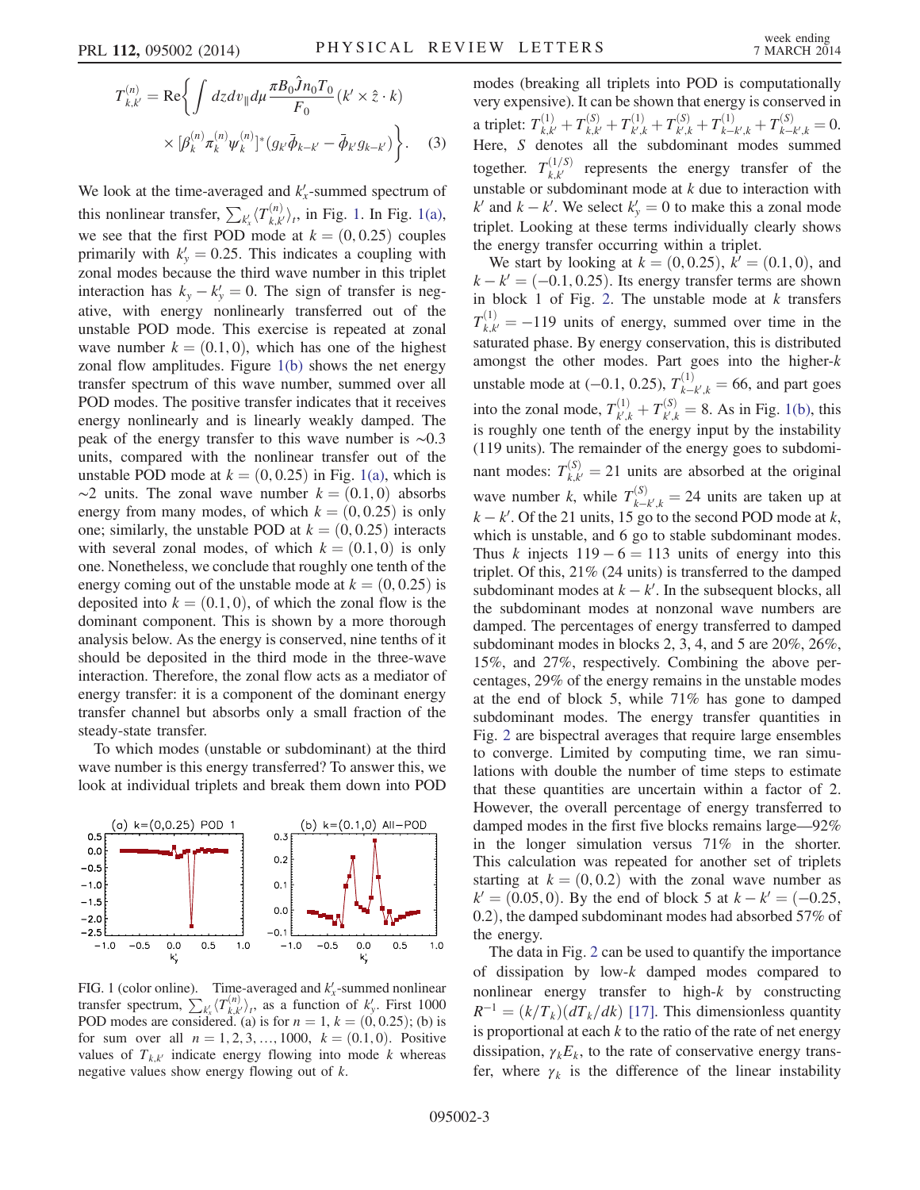$$T_{k,k'}^{(n)} = \mathrm{Re}\left\{ \int dz dv_{\parallel} d\mu \frac{\pi B_0 \hat{J} n_0 T_0}{F_0} (k' \times \hat{z} \cdot k) \times [\beta_k^{(n)} \pi_k^{(n)} \psi_k^{(n)}]^* (g_{k'} \bar{\phi}_{k-k'} - \bar{\phi}_{k'} g_{k-k'}) \right\}. \quad (3)$$

We look at the time-averaged and $k'_x$-summed spectrum of this nonlinear transfer, $\sum_{k'_x} \langle T_{k,k'}^{(n)} \rangle_t$, in Fig. 1. In Fig. 1(a), we see that the first POD mode at $k = (0, 0.25)$ couples primarily with $k'_y = 0.25$. This indicates a coupling with zonal modes because the third wave number in this triplet interaction has $k_y - k'_y = 0$. The sign of transfer is negative, with energy nonlinearly transferred out of the unstable POD mode. This exercise is repeated at zonal wave number $k = (0.1, 0)$, which has one of the highest zonal flow amplitudes. Figure 1(b) shows the net energy transfer spectrum of this wave number, summed over all POD modes. The positive transfer indicates that it receives energy nonlinearly and is linearly weakly damped. The peak of the energy transfer to this wave number is ∼0.3 units, compared with the nonlinear transfer out of the unstable POD mode at $k = (0, 0.25)$ in Fig. 1(a), which is ∼2 units. The zonal wave number $k = (0.1, 0)$ absorbs energy from many modes, of which $k = (0, 0.25)$ is only one; similarly, the unstable POD at $k = (0, 0.25)$ interacts with several zonal modes, of which $k = (0.1, 0)$ is only one. Nonetheless, we conclude that roughly one tenth of the energy coming out of the unstable mode at $k = (0, 0.25)$ is deposited into $k = (0.1, 0)$, of which the zonal flow is the dominant component. This is shown by a more thorough analysis below. As the energy is conserved, nine tenths of it should be deposited in the third mode in the three-wave interaction. Therefore, the zonal flow acts as a mediator of energy transfer: it is a component of the dominant energy transfer channel but absorbs only a small fraction of the steady-state transfer.

To which modes (unstable or subdominant) at the third wave number is this energy transferred? To answer this, we look at individual triplets and break them down into POD modes (breaking all triplets into POD is computationally very expensive). It can be shown that energy is conserved in a triplet: $T_{k,k'}^{(1)} + T_{k,k'}^{(S)} + T_{k',k}^{(1)} + T_{k',k}^{(S)} + T_{k-k',k}^{(1)} + T_{k-k',k}^{(S)} = 0$. Here, $S$ denotes all the subdominant modes summed together. $T_{k,k'}^{(1/S)}$ represents the energy transfer of the unstable or subdominant mode at $k$ due to interaction with $k'$ and $k - k'$. We select $k'_y = 0$ to make this a zonal mode triplet. Looking at these terms individually clearly shows the energy transfer occurring within a triplet.

We start by looking at $k = (0, 0.25)$, $k' = (0.1, 0)$, and $k - k' = (-0.1, 0.25)$. Its energy transfer terms are shown in block 1 of Fig. 2. The unstable mode at $k$ transfers $T_{k,k'}^{(1)} = -119$ units of energy, summed over time in the saturated phase. By energy conservation, this is distributed amongst the other modes. Part goes into the higher-$k$ unstable mode at $(-0.1, 0.25)$, $T_{k-k',k}^{(1)} = 66$, and part goes into the zonal mode, $T_{k',k}^{(1)} + T_{k',k}^{(S)} = 8$. As in Fig. 1(b), this is roughly one tenth of the energy input by the instability (119 units). The remainder of the energy goes to subdominant modes: $T_{k,k'}^{(S)} = 21$ units are absorbed at the original wave number $k$, while $T_{k-k',k}^{(S)} = 24$ units are taken up at $k - k'$. Of the 21 units, 15 go to the second POD mode at $k$, which is unstable, and 6 go to stable subdominant modes. Thus $k$ injects $119 - 6 = 113$ units of energy into this triplet. Of this, 21% (24 units) is transferred to the damped subdominant modes at $k - k'$. In the subsequent blocks, all the subdominant modes at nonzonal wave numbers are damped. The percentages of energy transferred to damped subdominant modes in blocks 2, 3, 4, and 5 are 20%, 26%, 15%, and 27%, respectively. Combining the above percentages, 29% of the energy remains in the unstable modes at the end of block 5, while 71% has gone to damped subdominant modes. The energy transfer quantities in Fig. 2 are bispectral averages that require large ensembles to converge. Limited by computing time, we ran simulations with double the number of time steps to estimate that these quantities are uncertain within a factor of 2. However, the overall percentage of energy transferred to damped modes in the first five blocks remains large—92% in the longer simulation versus 71% in the shorter. This calculation was repeated for another set of triplets starting at $k = (0, 0.2)$ with the zonal wave number as $k' = (0.05, 0)$. By the end of block 5 at $k - k' = (-0.25, 0.2)$, the damped subdominant modes had absorbed 57% of the energy.

The data in Fig. 2 can be used to quantify the importance of dissipation by low-$k$ damped modes compared to nonlinear energy transfer to high-$k$ by constructing $R^{-1} = (k/T_k)(dT_k/dk)$ [17]. This dimensionless quantity is proportional at each $k$ to the ratio of the rate of net energy dissipation, $\gamma_k E_k$, to the rate of conservative energy transfer, where $\gamma_k$ is the difference of the linear instability

FIG. 1 (color online). Time-averaged and $k'_x$-summed nonlinear transfer spectrum, $\sum_{k'_x} \langle T_{k,k'}^{(n)} \rangle_t$, as a function of $k'_y$. First 1000 POD modes are considered. (a) is for $n = 1$, $k = (0, 0.25)$; (b) is for sum over all $n = 1, 2, 3, \ldots, 1000$, $k = (0.1, 0)$. Positive values of $T_{k,k'}$ indicate energy flowing into mode $k$ whereas negative values show energy flowing out of $k$.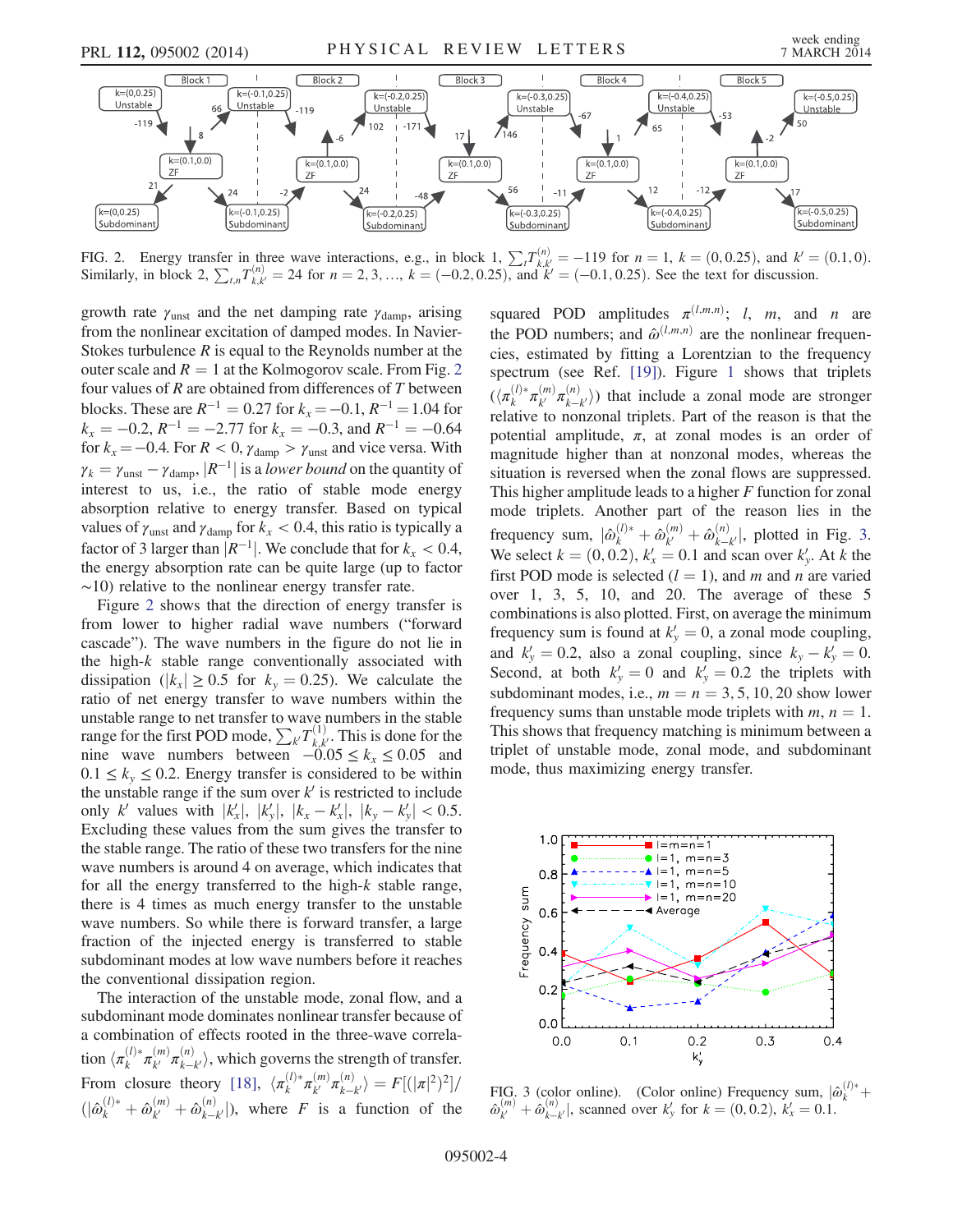FIG. 2. Energy transfer in three wave interactions, e.g., in block 1, $\sum_l T_{k,k'}^{(n)} = -119$ for $n = 1$, $k = (0, 0.25)$, and $k' = (0.1, 0)$. Similarly, in block 2, $\sum_{l,n} T_{k,k'}^{(n)} = 24$ for $n = 2, 3, \ldots$, $k = (-0.2, 0.25)$, and $k' = (-0.1, 0.25)$. See the text for discussion.

growth rate $\gamma_{\mathrm{unst}}$ and the net damping rate $\gamma_{\mathrm{damp}}$, arising from the nonlinear excitation of damped modes. In Navier-Stokes turbulence $R$ is equal to the Reynolds number at the outer scale and $R = 1$ at the Kolmogorov scale. From Fig. 2 four values of $R$ are obtained from differences of $T$ between blocks. These are $R^{-1} = 0.27$ for $k_x = -0.1$, $R^{-1} = 1.04$ for $k_x = -0.2$, $R^{-1} = -2.77$ for $k_x = -0.3$, and $R^{-1} = -0.64$ for $k_x = -0.4$. For $R < 0$, $\gamma_{\mathrm{damp}} > \gamma_{\mathrm{unst}}$ and vice versa. With $\gamma_k = \gamma_{\mathrm{unst}} - \gamma_{\mathrm{damp}}$, $|R^{-1}|$ is a *lower bound* on the quantity of interest to us, i.e., the ratio of stable mode energy absorption relative to energy transfer. Based on typical values of $\gamma_{\mathrm{unst}}$ and $\gamma_{\mathrm{damp}}$ for $k_x < 0.4$, this ratio is typically a factor of 3 larger than $|R^{-1}|$. We conclude that for $k_x < 0.4$, the energy absorption rate can be quite large (up to factor $\sim$10) relative to the nonlinear energy transfer rate.

Figure 2 shows that the direction of energy transfer is from lower to higher radial wave numbers ("forward cascade"). The wave numbers in the figure do not lie in the high-$k$ stable range conventionally associated with dissipation ($|k_x| \geq 0.5$ for $k_y = 0.25$). We calculate the ratio of net energy transfer to wave numbers within the unstable range to net transfer to wave numbers in the stable range for the first POD mode, $\sum_{k'} T_{k,k'}^{(1)}$. This is done for the nine wave numbers between $-0.05 \leq k_x \leq 0.05$ and $0.1 \leq k_y \leq 0.2$. Energy transfer is considered to be within the unstable range if the sum over $k'$ is restricted to include only $k'$ values with $|k'_x|$, $|k'_y|$, $|k_x - k'_x|$, $|k_y - k'_y| < 0.5$. Excluding these values from the sum gives the transfer to the stable range. The ratio of these two transfers for the nine wave numbers is around 4 on average, which indicates that for all the energy transferred to the high-$k$ stable range, there is 4 times as much energy transfer to the unstable wave numbers. So while there is forward transfer, a large fraction of the injected energy is transferred to stable subdominant modes at low wave numbers before it reaches the conventional dissipation region.

The interaction of the unstable mode, zonal flow, and a subdominant mode dominates nonlinear transfer because of a combination of effects rooted in the three-wave correlation $\langle \pi_k^{(l)*} \pi_{k'}^{(m)} \pi_{k-k'}^{(n)} \rangle$, which governs the strength of transfer. From closure theory [18], $\langle \pi_k^{(l)*} \pi_{k'}^{(m)} \pi_{k-k'}^{(n)} \rangle = F[(|\pi|^2)^2] / (|\hat{\omega}_k^{(l)*} + \hat{\omega}_{k'}^{(m)} + \hat{\omega}_{k-k'}^{(n)}|)$, where $F$ is a function of the squared POD amplitudes $\pi^{(l,m,n)}$; $l$, $m$, and $n$ are the POD numbers; and $\hat{\omega}^{(l,m,n)}$ are the nonlinear frequencies, estimated by fitting a Lorentzian to the frequency spectrum (see Ref. [19]). Figure 1 shows that triplets $(\langle \pi_k^{(l)*} \pi_{k'}^{(m)} \pi_{k-k'}^{(n)} \rangle)$ that include a zonal mode are stronger relative to nonzonal triplets. Part of the reason is that the potential amplitude, $\pi$, at zonal modes is an order of magnitude higher than at nonzonal modes, whereas the situation is reversed when the zonal flows are suppressed. This higher amplitude leads to a higher $F$ function for zonal mode triplets. Another part of the reason lies in the frequency sum, $|\hat{\omega}_k^{(l)*} + \hat{\omega}_{k'}^{(m)} + \hat{\omega}_{k-k'}^{(n)}|$, plotted in Fig. 3. We select $k = (0, 0.2)$, $k'_x = 0.1$ and scan over $k'_y$. At $k$ the first POD mode is selected ($l = 1$), and $m$ and $n$ are varied over 1, 3, 5, 10, and 20. The average of these 5 combinations is also plotted. First, on average the minimum frequency sum is found at $k'_y = 0$, a zonal mode coupling, and $k'_y = 0.2$, also a zonal coupling, since $k_y - k'_y = 0$. Second, at both $k'_y = 0$ and $k'_y = 0.2$ the triplets with subdominant modes, i.e., $m = n = 3, 5, 10, 20$ show lower frequency sums than unstable mode triplets with $m, n = 1$. This shows that frequency matching is minimum between a triplet of unstable mode, zonal mode, and subdominant mode, thus maximizing energy transfer.

FIG. 3 (color online). (Color online) Frequency sum, $|\hat{\omega}_k^{(l)*} + \hat{\omega}_{k'}^{(m)} + \hat{\omega}_{k-k'}^{(n)}|$, scanned over $k'_y$ for $k = (0, 0.2)$, $k'_x = 0.1$.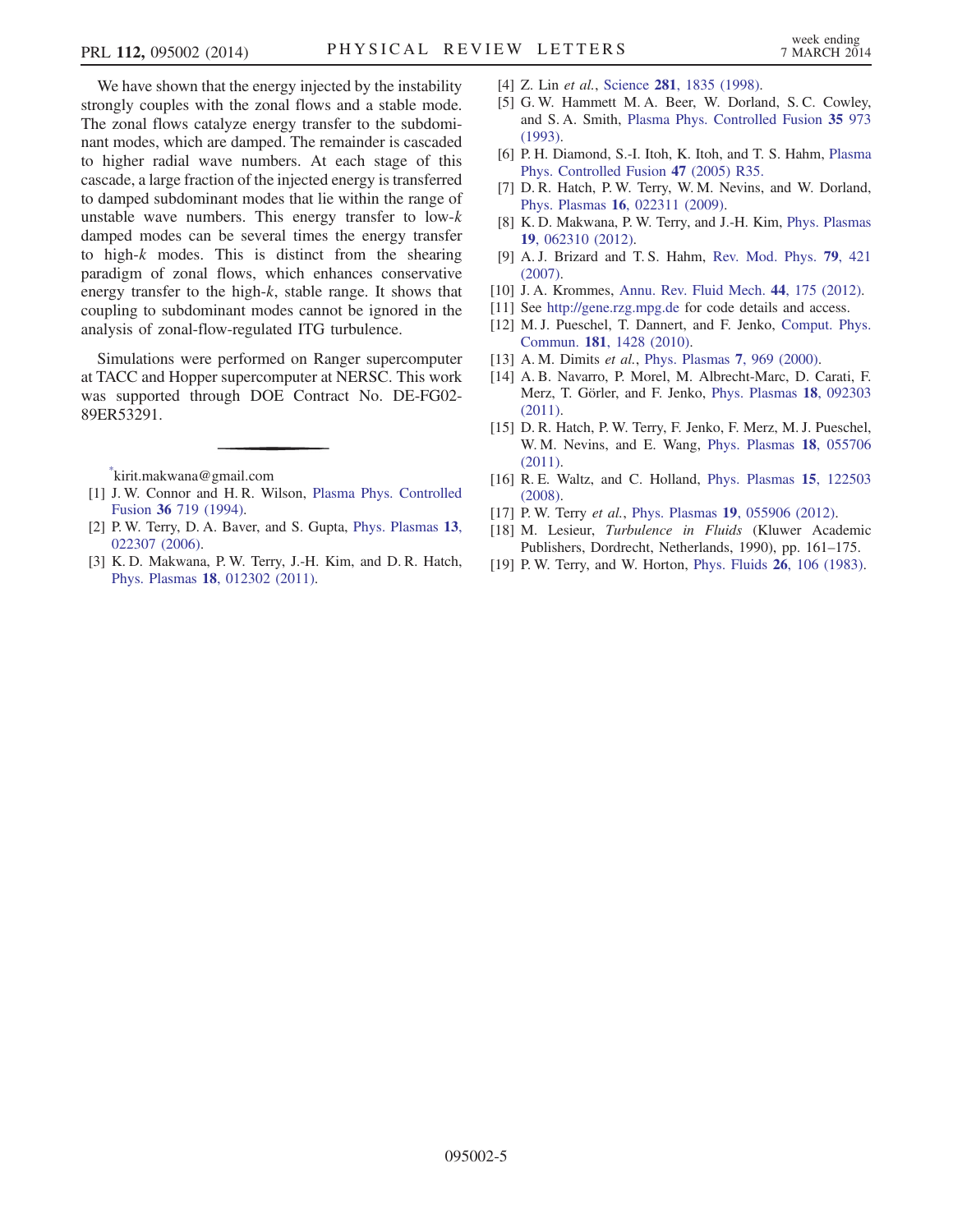We have shown that the energy injected by the instability strongly couples with the zonal flows and a stable mode. The zonal flows catalyze energy transfer to the subdominant modes, which are damped. The remainder is cascaded to higher radial wave numbers. At each stage of this cascade, a large fraction of the injected energy is transferred to damped subdominant modes that lie within the range of unstable wave numbers. This energy transfer to low-$k$ damped modes can be several times the energy transfer to high-$k$ modes. This is distinct from the shearing paradigm of zonal flows, which enhances conservative energy transfer to the high-$k$, stable range. It shows that coupling to subdominant modes cannot be ignored in the analysis of zonal-flow-regulated ITG turbulence.

Simulations were performed on Ranger supercomputer at TACC and Hopper supercomputer at NERSC. This work was supported through DOE Contract No. DE-FG02-89ER53291.

---

[*] kirit.makwana@gmail.com

[1] J. W. Connor and H. R. Wilson, Plasma Phys. Controlled Fusion **36** 719 (1994).

[2] P. W. Terry, D. A. Baver, and S. Gupta, Phys. Plasmas **13**, 022307 (2006).

[3] K. D. Makwana, P. W. Terry, J.-H. Kim, and D. R. Hatch, Phys. Plasmas **18**, 012302 (2011).

[4] Z. Lin *et al.*, Science **281**, 1835 (1998).

[5] G. W. Hammett M. A. Beer, W. Dorland, S. C. Cowley, and S. A. Smith, Plasma Phys. Controlled Fusion **35** 973 (1993).

[6] P. H. Diamond, S.-I. Itoh, K. Itoh, and T. S. Hahm, Plasma Phys. Controlled Fusion **47** (2005) R35.

[7] D. R. Hatch, P. W. Terry, W. M. Nevins, and W. Dorland, Phys. Plasmas **16**, 022311 (2009).

[8] K. D. Makwana, P. W. Terry, and J.-H. Kim, Phys. Plasmas **19**, 062310 (2012).

[9] A. J. Brizard and T. S. Hahm, Rev. Mod. Phys. **79**, 421 (2007).

[10] J. A. Krommes, Annu. Rev. Fluid Mech. **44**, 175 (2012).

[11] See http://gene.rzg.mpg.de for code details and access.

[12] M. J. Pueschel, T. Dannert, and F. Jenko, Comput. Phys. Commun. **181**, 1428 (2010).

[13] A. M. Dimits *et al.*, Phys. Plasmas **7**, 969 (2000).

[14] A. B. Navarro, P. Morel, M. Albrecht-Marc, D. Carati, F. Merz, T. Görler, and F. Jenko, Phys. Plasmas **18**, 092303 (2011).

[15] D. R. Hatch, P. W. Terry, F. Jenko, F. Merz, M. J. Pueschel, W. M. Nevins, and E. Wang, Phys. Plasmas **18**, 055706 (2011).

[16] R. E. Waltz, and C. Holland, Phys. Plasmas **15**, 122503 (2008).

[17] P. W. Terry *et al.*, Phys. Plasmas **19**, 055906 (2012).

[18] M. Lesieur, *Turbulence in Fluids* (Kluwer Academic Publishers, Dordrecht, Netherlands, 1990), pp. 161–175.

[19] P. W. Terry, and W. Horton, Phys. Fluids **26**, 106 (1983).